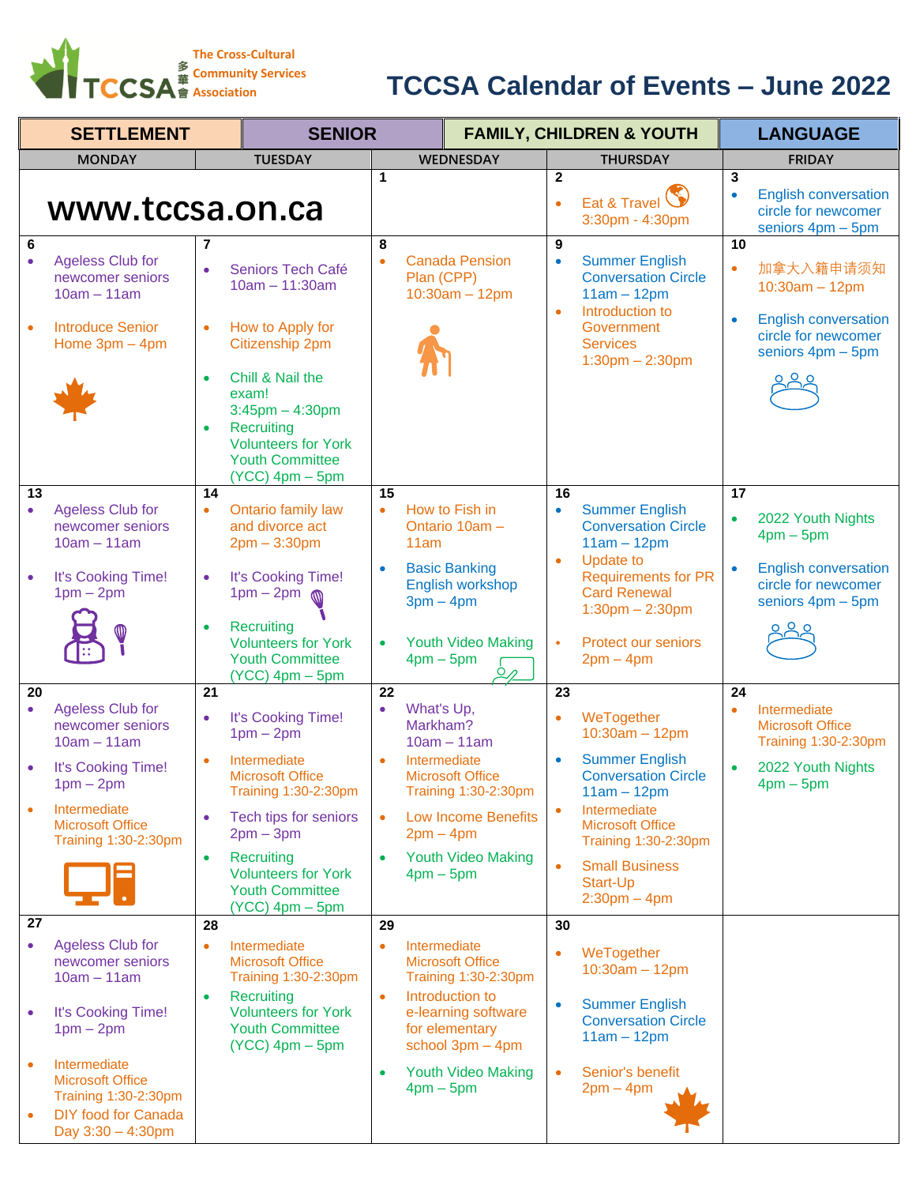The Cross-Cultural Community Services Association

# TCCSA Calendar of Events – June 2022

| SETTLEMENT | SENIOR | FAMILY, CHILDREN & YOUTH | | LANGUAGE |
|---|---|---|---|---|
| **MONDAY** | **TUESDAY** | **WEDNESDAY** | **THURSDAY** | **FRIDAY** |
| www.tccsa.on.ca | | 1 | 2<br>• Eat & Travel 3:30pm - 4:30pm | 3<br>• English conversation circle for newcomer seniors 4pm – 5pm |
| 6<br>• Ageless Club for newcomer seniors 10am – 11am<br>• Introduce Senior Home 3pm – 4pm | 7<br>• Seniors Tech Café 10am – 11:30am<br>• How to Apply for Citizenship 2pm<br>• Chill & Nail the exam! 3:45pm – 4:30pm<br>• Recruiting Volunteers for York Youth Committee (YCC) 4pm – 5pm | 8<br>• Canada Pension Plan (CPP) 10:30am – 12pm | 9<br>• Summer English Conversation Circle 11am – 12pm<br>• Introduction to Government Services 1:30pm – 2:30pm | 10<br>• 加拿大入籍申请须知 10:30am – 12pm<br>• English conversation circle for newcomer seniors 4pm – 5pm |
| 13<br>• Ageless Club for newcomer seniors 10am – 11am<br>• It's Cooking Time! 1pm – 2pm | 14<br>• Ontario family law and divorce act 2pm – 3:30pm<br>• It's Cooking Time! 1pm – 2pm<br>• Recruiting Volunteers for York Youth Committee (YCC) 4pm – 5pm | 15<br>• How to Fish in Ontario 10am – 11am<br>• Basic Banking English workshop 3pm – 4pm<br>• Youth Video Making 4pm – 5pm | 16<br>• Summer English Conversation Circle 11am – 12pm<br>• Update to Requirements for PR Card Renewal 1:30pm – 2:30pm<br>• Protect our seniors 2pm – 4pm | 17<br>• 2022 Youth Nights 4pm – 5pm<br>• English conversation circle for newcomer seniors 4pm – 5pm |
| 20<br>• Ageless Club for newcomer seniors 10am – 11am<br>• It's Cooking Time! 1pm – 2pm<br>• Intermediate Microsoft Office Training 1:30-2:30pm | 21<br>• It's Cooking Time! 1pm – 2pm<br>• Intermediate Microsoft Office Training 1:30-2:30pm<br>• Tech tips for seniors 2pm – 3pm<br>• Recruiting Volunteers for York Youth Committee (YCC) 4pm – 5pm | 22<br>• What's Up, Markham? 10am – 11am<br>• Intermediate Microsoft Office Training 1:30-2:30pm<br>• Low Income Benefits 2pm – 4pm<br>• Youth Video Making 4pm – 5pm | 23<br>• WeTogether 10:30am – 12pm<br>• Summer English Conversation Circle 11am – 12pm<br>• Intermediate Microsoft Office Training 1:30-2:30pm<br>• Small Business Start-Up 2:30pm – 4pm | 24<br>• Intermediate Microsoft Office Training 1:30-2:30pm<br>• 2022 Youth Nights 4pm – 5pm |
| 27<br>• Ageless Club for newcomer seniors 10am – 11am<br>• It's Cooking Time! 1pm – 2pm<br>• Intermediate Microsoft Office Training 1:30-2:30pm<br>• DIY food for Canada Day 3:30 – 4:30pm | 28<br>• Intermediate Microsoft Office Training 1:30-2:30pm<br>• Recruiting Volunteers for York Youth Committee (YCC) 4pm – 5pm | 29<br>• Intermediate Microsoft Office Training 1:30-2:30pm<br>• Introduction to e-learning software for elementary school 3pm – 4pm<br>• Youth Video Making 4pm – 5pm | 30<br>• WeTogether 10:30am – 12pm<br>• Summer English Conversation Circle 11am – 12pm<br>• Senior's benefit 2pm – 4pm | |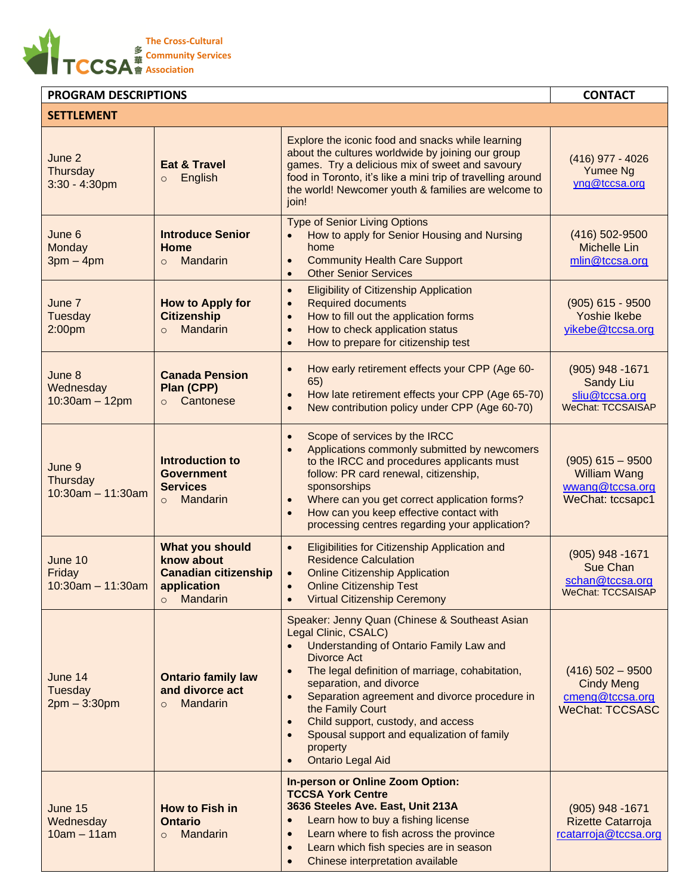The Cross-Cultural Community Services Association (TCCSA 多華會)

| PROGRAM DESCRIPTIONS | | | CONTACT |
|---|---|---|---|
| **SETTLEMENT** | | | |
| June 2<br>Thursday<br>3:30 - 4:30pm | **Eat & Travel**<br>○ English | Explore the iconic food and snacks while learning about the cultures worldwide by joining our group games. Try a delicious mix of sweet and savoury food in Toronto, it's like a mini trip of travelling around the world! Newcomer youth & families are welcome to join! | (416) 977 - 4026<br>Yumee Ng<br>yng@tccsa.org |
| June 6<br>Monday<br>3pm – 4pm | **Introduce Senior Home**<br>○ Mandarin | Type of Senior Living Options<br>• How to apply for Senior Housing and Nursing home<br>• Community Health Care Support<br>• Other Senior Services | (416) 502-9500<br>Michelle Lin<br>mlin@tccsa.org |
| June 7<br>Tuesday<br>2:00pm | **How to Apply for Citizenship**<br>○ Mandarin | • Eligibility of Citizenship Application<br>• Required documents<br>• How to fill out the application forms<br>• How to check application status<br>• How to prepare for citizenship test | (905) 615 - 9500<br>Yoshie Ikebe<br>yikebe@tccsa.org |
| June 8<br>Wednesday<br>10:30am – 12pm | **Canada Pension Plan (CPP)**<br>○ Cantonese | • How early retirement effects your CPP (Age 60-65)<br>• How late retirement effects your CPP (Age 65-70)<br>• New contribution policy under CPP (Age 60-70) | (905) 948 -1671<br>Sandy Liu<br>sliu@tccsa.org<br>WeChat: TCCSAISAP |
| June 9<br>Thursday<br>10:30am – 11:30am | **Introduction to Government Services**<br>○ Mandarin | • Scope of services by the IRCC<br>• Applications commonly submitted by newcomers to the IRCC and procedures applicants must follow: PR card renewal, citizenship, sponsorships<br>• Where can you get correct application forms?<br>• How can you keep effective contact with processing centres regarding your application? | (905) 615 – 9500<br>William Wang<br>wwang@tccsa.org<br>WeChat: tccsapc1 |
| June 10<br>Friday<br>10:30am – 11:30am | **What you should know about Canadian citizenship application**<br>○ Mandarin | • Eligibilities for Citizenship Application and Residence Calculation<br>• Online Citizenship Application<br>• Online Citizenship Test<br>• Virtual Citizenship Ceremony | (905) 948 -1671<br>Sue Chan<br>schan@tccsa.org<br>WeChat: TCCSAISAP |
| June 14<br>Tuesday<br>2pm – 3:30pm | **Ontario family law and divorce act**<br>○ Mandarin | Speaker: Jenny Quan (Chinese & Southeast Asian Legal Clinic, CSALC)<br>• Understanding of Ontario Family Law and Divorce Act<br>• The legal definition of marriage, cohabitation, separation, and divorce<br>• Separation agreement and divorce procedure in the Family Court<br>• Child support, custody, and access<br>• Spousal support and equalization of family property<br>• Ontario Legal Aid | (416) 502 – 9500<br>Cindy Meng<br>cmeng@tccsa.org<br>WeChat: TCCSASC |
| June 15<br>Wednesday<br>10am – 11am | **How to Fish in Ontario**<br>○ Mandarin | **In-person or Online Zoom Option:**<br>**TCCSA York Centre**<br>**3636 Steeles Ave. East, Unit 213A**<br>• Learn how to buy a fishing license<br>• Learn where to fish across the province<br>• Learn which fish species are in season<br>• Chinese interpretation available | (905) 948 -1671<br>Rizette Catarroja<br>rcatarroja@tccsa.org |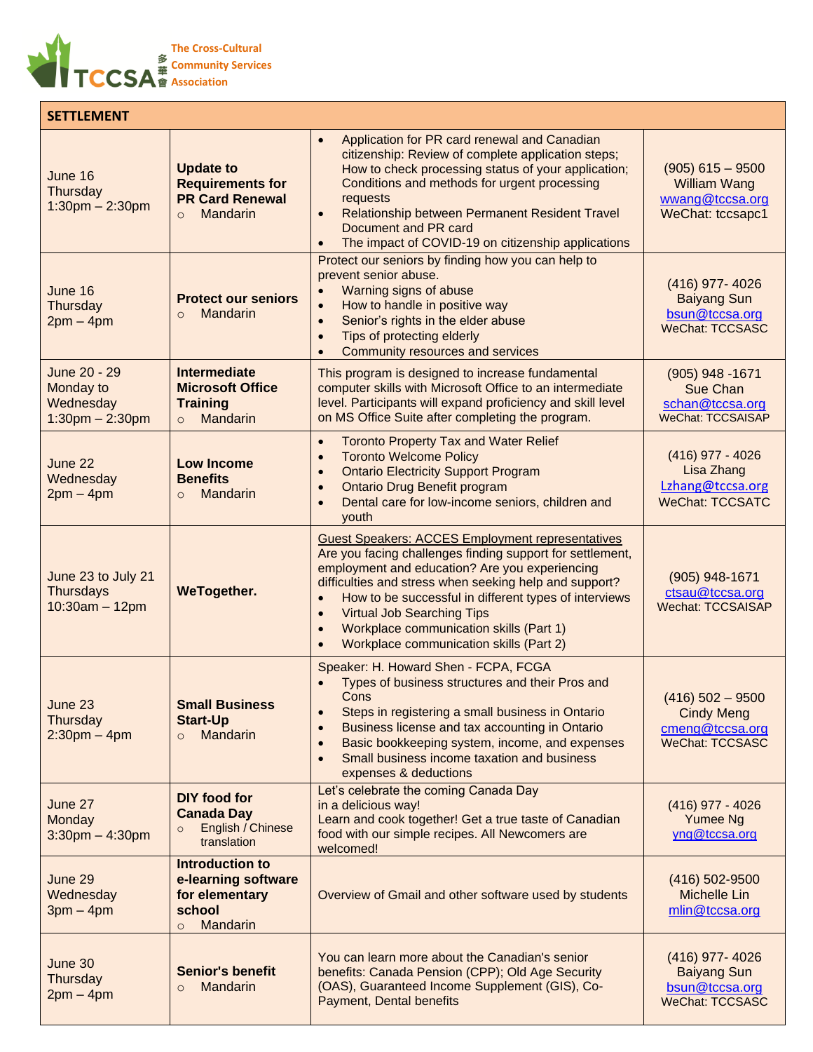The Cross-Cultural Community Services Association

TCCSA 多華會

| SETTLEMENT | | | |
|---|---|---|---|
| June 16<br>Thursday<br>1:30pm – 2:30pm | **Update to Requirements for PR Card Renewal**<br>○ Mandarin | • Application for PR card renewal and Canadian citizenship: Review of complete application steps; How to check processing status of your application; Conditions and methods for urgent processing requests<br>• Relationship between Permanent Resident Travel Document and PR card<br>• The impact of COVID-19 on citizenship applications | (905) 615 – 9500<br>William Wang<br>wwang@tccsa.org<br>WeChat: tccsapc1 |
| June 16<br>Thursday<br>2pm – 4pm | **Protect our seniors**<br>○ Mandarin | Protect our seniors by finding how you can help to prevent senior abuse.<br>• Warning signs of abuse<br>• How to handle in positive way<br>• Senior's rights in the elder abuse<br>• Tips of protecting elderly<br>• Community resources and services | (416) 977- 4026<br>Baiyang Sun<br>bsun@tccsa.org<br>WeChat: TCCSASC |
| June 20 - 29<br>Monday to Wednesday<br>1:30pm – 2:30pm | **Intermediate Microsoft Office Training**<br>○ Mandarin | This program is designed to increase fundamental computer skills with Microsoft Office to an intermediate level. Participants will expand proficiency and skill level on MS Office Suite after completing the program. | (905) 948 -1671<br>Sue Chan<br>schan@tccsa.org<br>WeChat: TCCSAISAP |
| June 22<br>Wednesday<br>2pm – 4pm | **Low Income Benefits**<br>○ Mandarin | • Toronto Property Tax and Water Relief<br>• Toronto Welcome Policy<br>• Ontario Electricity Support Program<br>• Ontario Drug Benefit program<br>• Dental care for low-income seniors, children and youth | (416) 977 - 4026<br>Lisa Zhang<br>Lzhang@tccsa.org<br>WeChat: TCCSATC |
| June 23 to July 21<br>Thursdays<br>10:30am – 12pm | **WeTogether.** | Guest Speakers: ACCES Employment representatives<br>Are you facing challenges finding support for settlement, employment and education? Are you experiencing difficulties and stress when seeking help and support?<br>• How to be successful in different types of interviews<br>• Virtual Job Searching Tips<br>• Workplace communication skills (Part 1)<br>• Workplace communication skills (Part 2) | (905) 948-1671<br>ctsau@tccsa.org<br>Wechat: TCCSAISAP |
| June 23<br>Thursday<br>2:30pm – 4pm | **Small Business Start-Up**<br>○ Mandarin | Speaker: H. Howard Shen - FCPA, FCGA<br>• Types of business structures and their Pros and Cons<br>• Steps in registering a small business in Ontario<br>• Business license and tax accounting in Ontario<br>• Basic bookkeeping system, income, and expenses<br>• Small business income taxation and business expenses & deductions | (416) 502 – 9500<br>Cindy Meng<br>cmeng@tccsa.org<br>WeChat: TCCSASC |
| June 27<br>Monday<br>3:30pm – 4:30pm | **DIY food for Canada Day**<br>○ English / Chinese translation | Let's celebrate the coming Canada Day in a delicious way!<br>Learn and cook together! Get a true taste of Canadian food with our simple recipes. All Newcomers are welcomed! | (416) 977 - 4026<br>Yumee Ng<br>yng@tccsa.org |
| June 29<br>Wednesday<br>3pm – 4pm | **Introduction to e-learning software for elementary school**<br>○ Mandarin | Overview of Gmail and other software used by students | (416) 502-9500<br>Michelle Lin<br>mlin@tccsa.org |
| June 30<br>Thursday<br>2pm – 4pm | **Senior's benefit**<br>○ Mandarin | You can learn more about the Canadian's senior benefits: Canada Pension (CPP); Old Age Security (OAS), Guaranteed Income Supplement (GIS), Co-Payment, Dental benefits | (416) 977- 4026<br>Baiyang Sun<br>bsun@tccsa.org<br>WeChat: TCCSASC |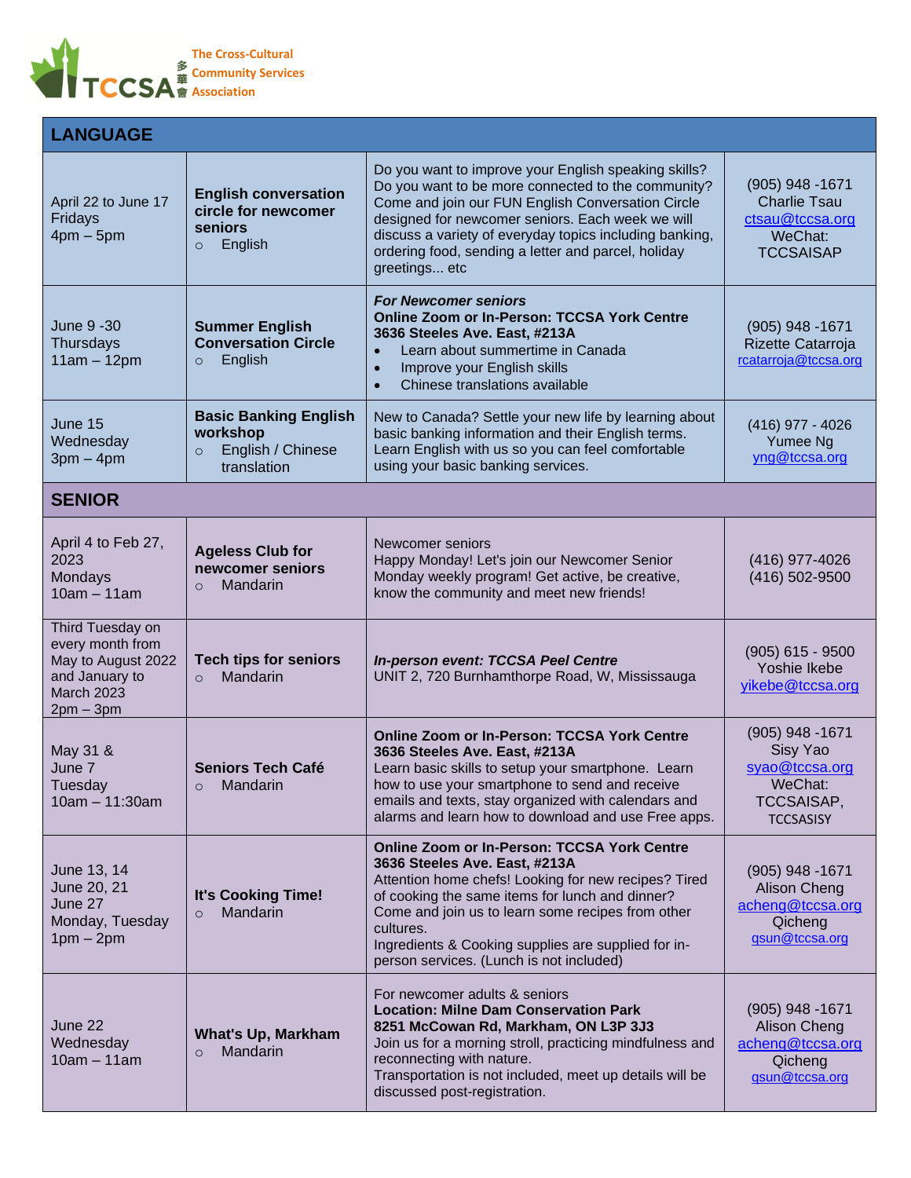The Cross-Cultural Community Services Association (TCCSA 多華會)

| LANGUAGE | | | |
|---|---|---|---|
| April 22 to June 17<br>Fridays<br>4pm – 5pm | **English conversation circle for newcomer seniors**<br>○ English | Do you want to improve your English speaking skills? Do you want to be more connected to the community? Come and join our FUN English Conversation Circle designed for newcomer seniors. Each week we will discuss a variety of everyday topics including banking, ordering food, sending a letter and parcel, holiday greetings... etc | (905) 948 -1671<br>Charlie Tsau<br>ctsau@tccsa.org<br>WeChat: TCCSAISAP |
| June 9 -30<br>Thursdays<br>11am – 12pm | **Summer English Conversation Circle**<br>○ English | ***For Newcomer seniors***<br>**Online Zoom or In-Person: TCCSA York Centre 3636 Steeles Ave. East, #213A**<br>• Learn about summertime in Canada<br>• Improve your English skills<br>• Chinese translations available | (905) 948 -1671<br>Rizette Catarroja<br>rcatarroja@tccsa.org |
| June 15<br>Wednesday<br>3pm – 4pm | **Basic Banking English workshop**<br>○ English / Chinese translation | New to Canada? Settle your new life by learning about basic banking information and their English terms. Learn English with us so you can feel comfortable using your basic banking services. | (416) 977 - 4026<br>Yumee Ng<br>yng@tccsa.org |
| **SENIOR** | | | |
| April 4 to Feb 27, 2023<br>Mondays<br>10am – 11am | **Ageless Club for newcomer seniors**<br>○ Mandarin | Newcomer seniors<br>Happy Monday! Let's join our Newcomer Senior Monday weekly program! Get active, be creative, know the community and meet new friends! | (416) 977-4026<br>(416) 502-9500 |
| Third Tuesday on every month from May to August 2022 and January to March 2023<br>2pm – 3pm | **Tech tips for seniors**<br>○ Mandarin | ***In-person event: TCCSA Peel Centre***<br>UNIT 2, 720 Burnhamthorpe Road, W, Mississauga | (905) 615 - 9500<br>Yoshie Ikebe<br>yikebe@tccsa.org |
| May 31 &<br>June 7<br>Tuesday<br>10am – 11:30am | **Seniors Tech Café**<br>○ Mandarin | **Online Zoom or In-Person: TCCSA York Centre 3636 Steeles Ave. East, #213A**<br>Learn basic skills to setup your smartphone. Learn how to use your smartphone to send and receive emails and texts, stay organized with calendars and alarms and learn how to download and use Free apps. | (905) 948 -1671<br>Sisy Yao<br>syao@tccsa.org<br>WeChat: TCCSAISAP, TCCSASISY |
| June 13, 14<br>June 20, 21<br>June 27<br>Monday, Tuesday<br>1pm – 2pm | **It's Cooking Time!**<br>○ Mandarin | **Online Zoom or In-Person: TCCSA York Centre 3636 Steeles Ave. East, #213A**<br>Attention home chefs! Looking for new recipes? Tired of cooking the same items for lunch and dinner? Come and join us to learn some recipes from other cultures.<br>Ingredients & Cooking supplies are supplied for in-person services. (Lunch is not included) | (905) 948 -1671<br>Alison Cheng<br>acheng@tccsa.org<br>Qicheng<br>qsun@tccsa.org |
| June 22<br>Wednesday<br>10am – 11am | **What's Up, Markham**<br>○ Mandarin | For newcomer adults & seniors<br>**Location: Milne Dam Conservation Park 8251 McCowan Rd, Markham, ON L3P 3J3**<br>Join us for a morning stroll, practicing mindfulness and reconnecting with nature.<br>Transportation is not included, meet up details will be discussed post-registration. | (905) 948 -1671<br>Alison Cheng<br>acheng@tccsa.org<br>Qicheng<br>qsun@tccsa.org |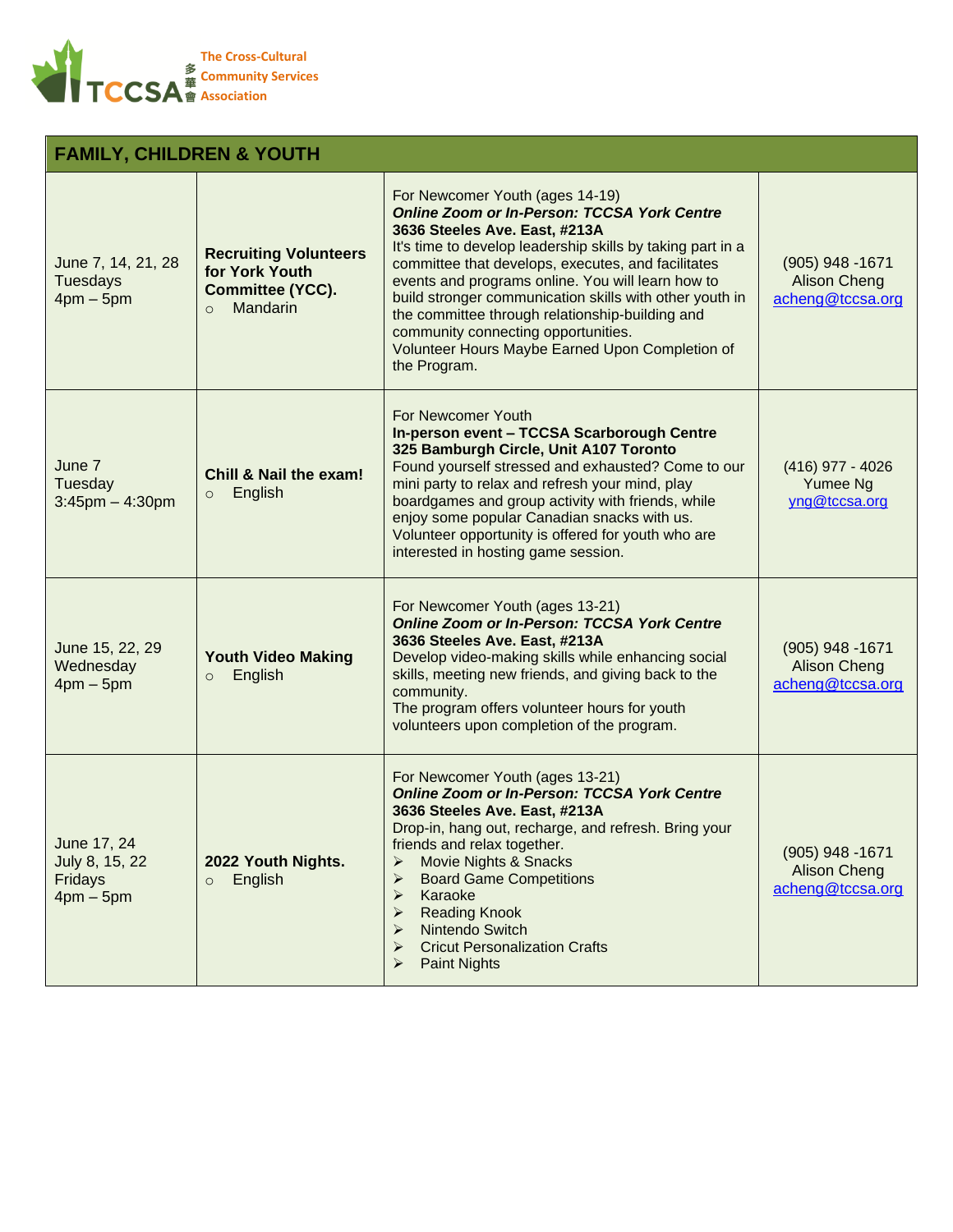The Cross-Cultural Community Services Association

多華會

TCCSA

| FAMILY, CHILDREN & YOUTH | | | |
|---|---|---|---|
| June 7, 14, 21, 28<br>Tuesdays<br>4pm – 5pm | **Recruiting Volunteers for York Youth Committee (YCC).**<br>○ Mandarin | For Newcomer Youth (ages 14-19)<br>***Online Zoom or In-Person: TCCSA York Centre***<br>**3636 Steeles Ave. East, #213A**<br>It's time to develop leadership skills by taking part in a committee that develops, executes, and facilitates events and programs online. You will learn how to build stronger communication skills with other youth in the committee through relationship-building and community connecting opportunities.<br>Volunteer Hours Maybe Earned Upon Completion of the Program. | (905) 948 -1671<br>Alison Cheng<br>acheng@tccsa.org |
| June 7<br>Tuesday<br>3:45pm – 4:30pm | **Chill & Nail the exam!**<br>○ English | For Newcomer Youth<br>**In-person event – TCCSA Scarborough Centre**<br>**325 Bamburgh Circle, Unit A107 Toronto**<br>Found yourself stressed and exhausted? Come to our mini party to relax and refresh your mind, play boardgames and group activity with friends, while enjoy some popular Canadian snacks with us.<br>Volunteer opportunity is offered for youth who are interested in hosting game session. | (416) 977 - 4026<br>Yumee Ng<br>yng@tccsa.org |
| June 15, 22, 29<br>Wednesday<br>4pm – 5pm | **Youth Video Making**<br>○ English | For Newcomer Youth (ages 13-21)<br>***Online Zoom or In-Person: TCCSA York Centre***<br>**3636 Steeles Ave. East, #213A**<br>Develop video-making skills while enhancing social skills, meeting new friends, and giving back to the community.<br>The program offers volunteer hours for youth volunteers upon completion of the program. | (905) 948 -1671<br>Alison Cheng<br>acheng@tccsa.org |
| June 17, 24<br>July 8, 15, 22<br>Fridays<br>4pm – 5pm | **2022 Youth Nights.**<br>○ English | For Newcomer Youth (ages 13-21)<br>***Online Zoom or In-Person: TCCSA York Centre***<br>**3636 Steeles Ave. East, #213A**<br>Drop-in, hang out, recharge, and refresh. Bring your friends and relax together.<br>➢ Movie Nights & Snacks<br>➢ Board Game Competitions<br>➢ Karaoke<br>➢ Reading Knook<br>➢ Nintendo Switch<br>➢ Cricut Personalization Crafts<br>➢ Paint Nights | (905) 948 -1671<br>Alison Cheng<br>acheng@tccsa.org |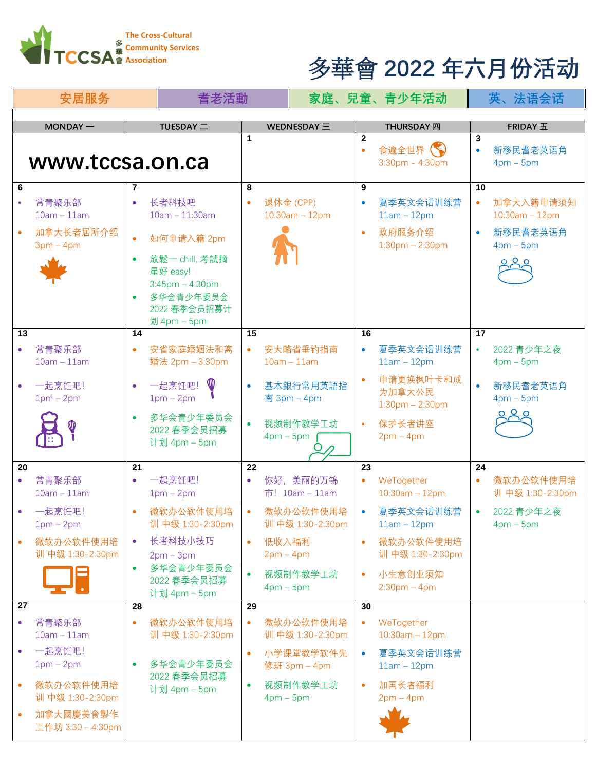The Cross-Cultural Community Services Association

TCCSA 多華會

# 多華會 2022 年六月份活动

| 安居服务 | 耆老活動 | 家庭、兒童、青少年活动 | 英、法语会话 |
|---|---|---|---|

| MONDAY 一 | TUESDAY 二 | WEDNESDAY 三 | THURSDAY 四 | FRIDAY 五 |
|---|---|---|---|---|
| www.tccsa.on.ca | | 1 | 2<br>• 食遍全世界<br>3:30pm - 4:30pm | 3<br>• 新移民耆老英语角<br>4pm – 5pm |
| 6<br>• 常青聚乐部<br>10am – 11am<br>• 加拿大长者居所介绍<br>3pm – 4pm | 7<br>• 长者科技吧<br>10am – 11:30am<br>• 如何申请入籍 2pm<br>• 放鬆— chill, 考試摘星好 easy!<br>3:45pm – 4:30pm<br>• 多华会青少年委员会 2022 春季会员招募计划 4pm – 5pm | 8<br>• 退休金 (CPP)<br>10:30am – 12pm | 9<br>• 夏季英文会话训练营<br>11am – 12pm<br>• 政府服务介绍<br>1:30pm – 2:30pm | 10<br>• 加拿大入籍申请须知<br>10:30am – 12pm<br>• 新移民耆老英语角<br>4pm – 5pm |
| 13<br>• 常青聚乐部<br>10am – 11am<br>• 一起烹饪吧!<br>1pm – 2pm | 14<br>• 安省家庭婚姻法和离婚法 2pm – 3:30pm<br>• 一起烹饪吧!<br>1pm – 2pm<br>• 多华会青少年委员会 2022 春季会员招募计划 4pm – 5pm | 15<br>• 安大略省垂钓指南<br>10am – 11am<br>• 基本銀行常用英語指南 3pm – 4pm<br>• 视频制作教学工坊<br>4pm – 5pm | 16<br>• 夏季英文会话训练营<br>11am – 12pm<br>• 申请更换枫叶卡和成为加拿大公民<br>1:30pm – 2:30pm<br>• 保护长者讲座<br>2pm – 4pm | 17<br>• 2022 青少年之夜<br>4pm – 5pm<br>• 新移民耆老英语角<br>4pm – 5pm |
| 20<br>• 常青聚乐部<br>10am – 11am<br>• 一起烹饪吧!<br>1pm – 2pm<br>• 微软办公软件使用培训 中级 1:30-2:30pm | 21<br>• 一起烹饪吧!<br>1pm – 2pm<br>• 微软办公软件使用培训 中级 1:30-2:30pm<br>• 长者科技小技巧<br>2pm – 3pm<br>• 多华会青少年委员会 2022 春季会员招募计划 4pm – 5pm | 22<br>• 你好，美丽的万锦市! 10am – 11am<br>• 微软办公软件使用培训 中级 1:30-2:30pm<br>• 低收入福利<br>2pm – 4pm<br>• 视频制作教学工坊<br>4pm – 5pm | 23<br>• WeTogether<br>10:30am – 12pm<br>• 夏季英文会话训练营<br>11am – 12pm<br>• 微软办公软件使用培训 中级 1:30-2:30pm<br>• 小生意创业须知<br>2:30pm – 4pm | 24<br>• 微软办公软件使用培训 中级 1:30-2:30pm<br>• 2022 青少年之夜<br>4pm – 5pm |
| 27<br>• 常青聚乐部<br>10am – 11am<br>• 一起烹饪吧!<br>1pm – 2pm<br>• 微软办公软件使用培训 中级 1:30-2:30pm<br>• 加拿大國慶美食製作工作坊 3:30 – 4:30pm | 28<br>• 微软办公软件使用培训 中级 1:30-2:30pm<br>• 多华会青少年委员会 2022 春季会员招募计划 4pm – 5pm | 29<br>• 微软办公软件使用培训 中级 1:30-2:30pm<br>• 小学课堂教学软件先修班 3pm – 4pm<br>• 视频制作教学工坊<br>4pm – 5pm | 30<br>• WeTogether<br>10:30am – 12pm<br>• 夏季英文会话训练营<br>11am – 12pm<br>• 加国长者福利<br>2pm – 4pm | |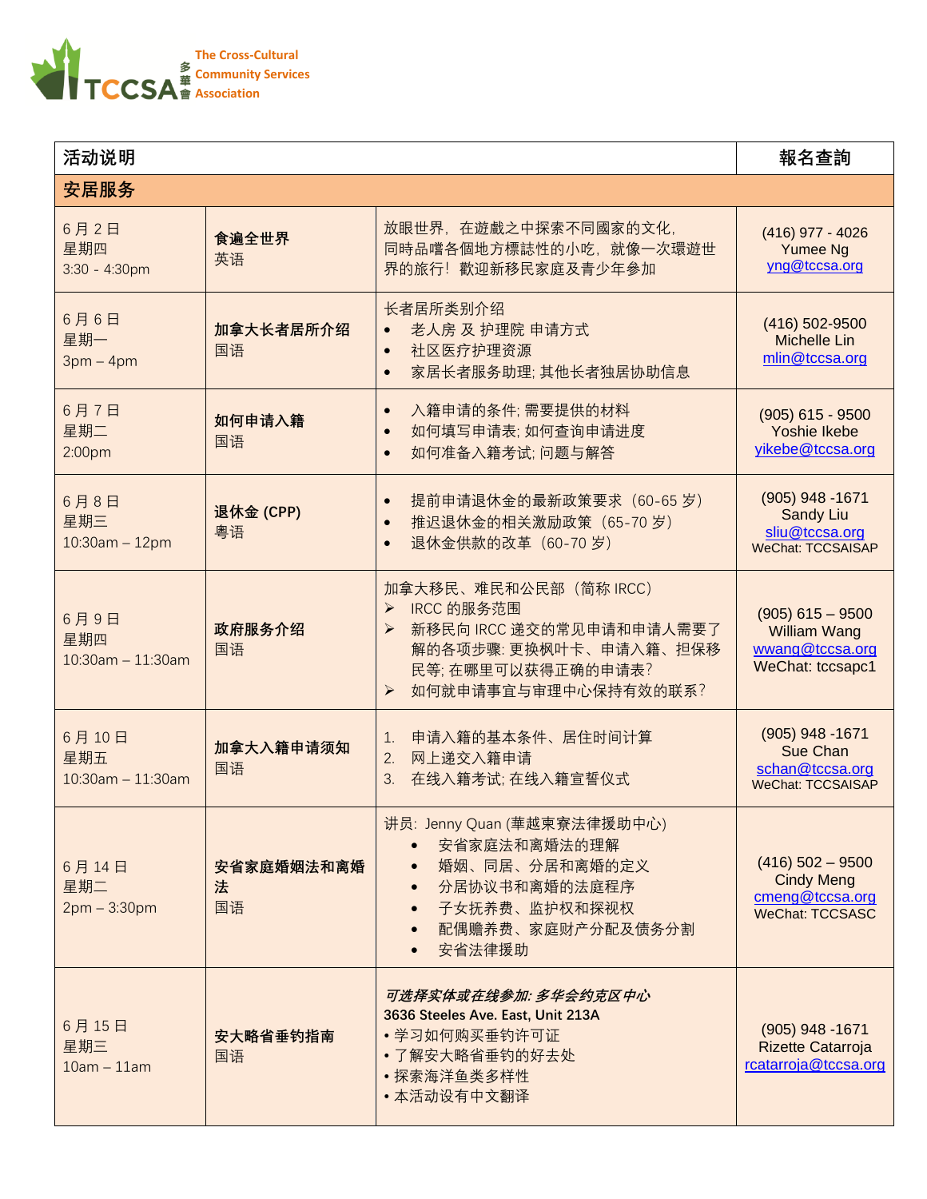The Cross-Cultural Community Services Association 多華會 TCCSA

| 活动说明 | | | 報名查詢 |
|---|---|---|---|
| **安居服务** | | | |
| 6 月 2 日<br>星期四<br>3:30 - 4:30pm | **食遍全世界**<br>英语 | 放眼世界，在遊戲之中探索不同國家的文化，同時品嚐各個地方標誌性的小吃，就像一次環遊世界的旅行！歡迎新移民家庭及青少年參加 | (416) 977 - 4026<br>Yumee Ng<br>yng@tccsa.org |
| 6 月 6 日<br>星期一<br>3pm – 4pm | **加拿大长者居所介绍**<br>国语 | 长者居所类别介绍<br>• 老人房 及 护理院 申请方式<br>• 社区医疗护理资源<br>• 家居长者服务助理; 其他长者独居协助信息 | (416) 502-9500<br>Michelle Lin<br>mlin@tccsa.org |
| 6 月 7 日<br>星期二<br>2:00pm | **如何申请入籍**<br>国语 | • 入籍申请的条件; 需要提供的材料<br>• 如何填写申请表; 如何查询申请进度<br>• 如何准备入籍考试; 问题与解答 | (905) 615 - 9500<br>Yoshie Ikebe<br>yikebe@tccsa.org |
| 6 月 8 日<br>星期三<br>10:30am – 12pm | **退休金 (CPP)**<br>粤语 | • 提前申请退休金的最新政策要求（60-65 岁）<br>• 推迟退休金的相关激励政策 （65-70 岁）<br>• 退休金供款的改革（60-70 岁） | (905) 948 -1671<br>Sandy Liu<br>sliu@tccsa.org<br>WeChat: TCCSAISAP |
| 6 月 9 日<br>星期四<br>10:30am – 11:30am | **政府服务介绍**<br>国语 | 加拿大移民、难民和公民部（简称 IRCC）<br>➢ IRCC 的服务范围<br>➢ 新移民向 IRCC 递交的常见申请和申请人需要了解的各项步骤: 更换枫叶卡、申请入籍、担保移民等; 在哪里可以获得正确的申请表?<br>➢ 如何就申请事宜与审理中心保持有效的联系? | (905) 615 – 9500<br>William Wang<br>wwang@tccsa.org<br>WeChat: tccsapc1 |
| 6 月 10 日<br>星期五<br>10:30am – 11:30am | **加拿大入籍申请须知**<br>国语 | 1. 申请入籍的基本条件、居住时间计算<br>2. 网上递交入籍申请<br>3. 在线入籍考试; 在线入籍宣誓仪式 | (905) 948 -1671<br>Sue Chan<br>schan@tccsa.org<br>WeChat: TCCSAISAP |
| 6 月 14 日<br>星期二<br>2pm – 3:30pm | **安省家庭婚姻法和离婚法**<br>国语 | 讲员: Jenny Quan (華越柬寮法律援助中心)<br>• 安省家庭法和离婚法的理解<br>• 婚姻、同居、分居和离婚的定义<br>• 分居协议书和离婚的法庭程序<br>• 子女抚养费、监护权和探视权<br>• 配偶赡养费、家庭财产分配及债务分割<br>• 安省法律援助 | (416) 502 – 9500<br>Cindy Meng<br>cmeng@tccsa.org<br>WeChat: TCCSASC |
| 6 月 15 日<br>星期三<br>10am – 11am | **安大略省垂钓指南**<br>国语 | ***可选择实体或在线参加: 多华会约克区中心***<br>**3636 Steeles Ave. East, Unit 213A**<br>• 学习如何购买垂钓许可证<br>• 了解安大略省垂钓的好去处<br>• 探索海洋鱼类多样性<br>• 本活动设有中文翻译 | (905) 948 -1671<br>Rizette Catarroja<br>rcatarroja@tccsa.org |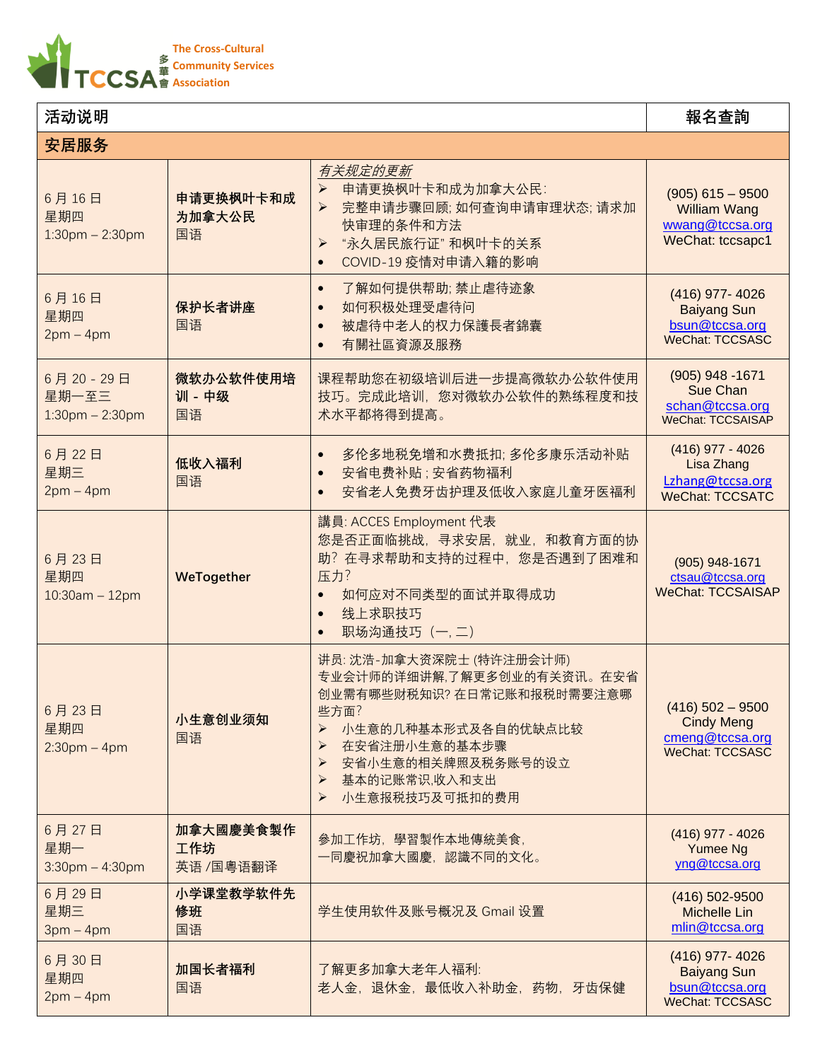The Cross-Cultural Community Services Association

TCCSA 多華會

| 活动说明 | | | 報名查詢 |
|---|---|---|---|
| **安居服务** | | | |
| 6 月 16 日<br>星期四<br>1:30pm – 2:30pm | **申请更换枫叶卡和成为加拿大公民**<br>国语 | *有关规定的更新*<br>➢ 申请更换枫叶卡和成为加拿大公民:<br>➢ 完整申请步骤回顾; 如何查询申请审理状态; 请求加快审理的条件和方法<br>➢ "永久居民旅行证" 和枫叶卡的关系<br>• COVID-19 疫情对申请入籍的影响 | (905) 615 – 9500<br>William Wang<br>wwang@tccsa.org<br>WeChat: tccsapc1 |
| 6 月 16 日<br>星期四<br>2pm – 4pm | **保护长者讲座**<br>国语 | • 了解如何提供帮助; 禁止虐待迹象<br>• 如何积极处理受虐待问<br>• 被虐待中老人的权力保護長者錦囊<br>• 有關社區資源及服務 | (416) 977- 4026<br>Baiyang Sun<br>bsun@tccsa.org<br>WeChat: TCCSASC |
| 6 月 20 - 29 日<br>星期一至三<br>1:30pm – 2:30pm | **微软办公软件使用培训 - 中级**<br>国语 | 课程帮助您在初级培训后进一步提高微软办公软件使用技巧。完成此培训，您对微软办公软件的熟练程度和技术水平都将得到提高。 | (905) 948 -1671<br>Sue Chan<br>schan@tccsa.org<br>WeChat: TCCSAISAP |
| 6 月 22 日<br>星期三<br>2pm – 4pm | **低收入福利**<br>国语 | • 多伦多地税免增和水费抵扣; 多伦多康乐活动补贴<br>• 安省电费补贴 ; 安省药物福利<br>• 安省老人免费牙齿护理及低收入家庭儿童牙医福利 | (416) 977 - 4026<br>Lisa Zhang<br>Lzhang@tccsa.org<br>WeChat: TCCSATC |
| 6 月 23 日<br>星期四<br>10:30am – 12pm | **WeTogether** | 講員: ACCES Employment 代表<br>您是否正面临挑战，寻求安居，就业，和教育方面的协助? 在寻求帮助和支持的过程中，您是否遇到了困难和压力?<br>• 如何应对不同类型的面试并取得成功<br>• 线上求职技巧<br>• 职场沟通技巧（一, 二） | (905) 948-1671<br>ctsau@tccsa.org<br>WeChat: TCCSAISAP |
| 6 月 23 日<br>星期四<br>2:30pm – 4pm | **小生意创业须知**<br>国语 | 讲员: 沈浩-加拿大资深院士 (特许注册会计师)<br>专业会计师的详细讲解,了解更多创业的有关资讯。在安省创业需有哪些财税知识? 在日常记账和报税时需要注意哪些方面?<br>➢ 小生意的几种基本形式及各自的优缺点比较<br>➢ 在安省注册小生意的基本步骤<br>➢ 安省小生意的相关牌照及税务账号的设立<br>➢ 基本的记账常识,收入和支出<br>➢ 小生意报税技巧及可抵扣的费用 | (416) 502 – 9500<br>Cindy Meng<br>cmeng@tccsa.org<br>WeChat: TCCSASC |
| 6 月 27 日<br>星期一<br>3:30pm – 4:30pm | **加拿大國慶美食製作工作坊**<br>英语 /国粤语翻译 | 參加工作坊，學習製作本地傳統美食，<br>一同慶祝加拿大國慶，認識不同的文化。 | (416) 977 - 4026<br>Yumee Ng<br>yng@tccsa.org |
| 6 月 29 日<br>星期三<br>3pm – 4pm | **小学课堂教学软件先修班**<br>国语 | 学生使用软件及账号概况及 Gmail 设置 | (416) 502-9500<br>Michelle Lin<br>mlin@tccsa.org |
| 6 月 30 日<br>星期四<br>2pm – 4pm | **加国长者福利**<br>国语 | 了解更多加拿大老年人福利:<br>老人金，退休金，最低收入补助金，药物，牙齿保健 | (416) 977- 4026<br>Baiyang Sun<br>bsun@tccsa.org<br>WeChat: TCCSASC |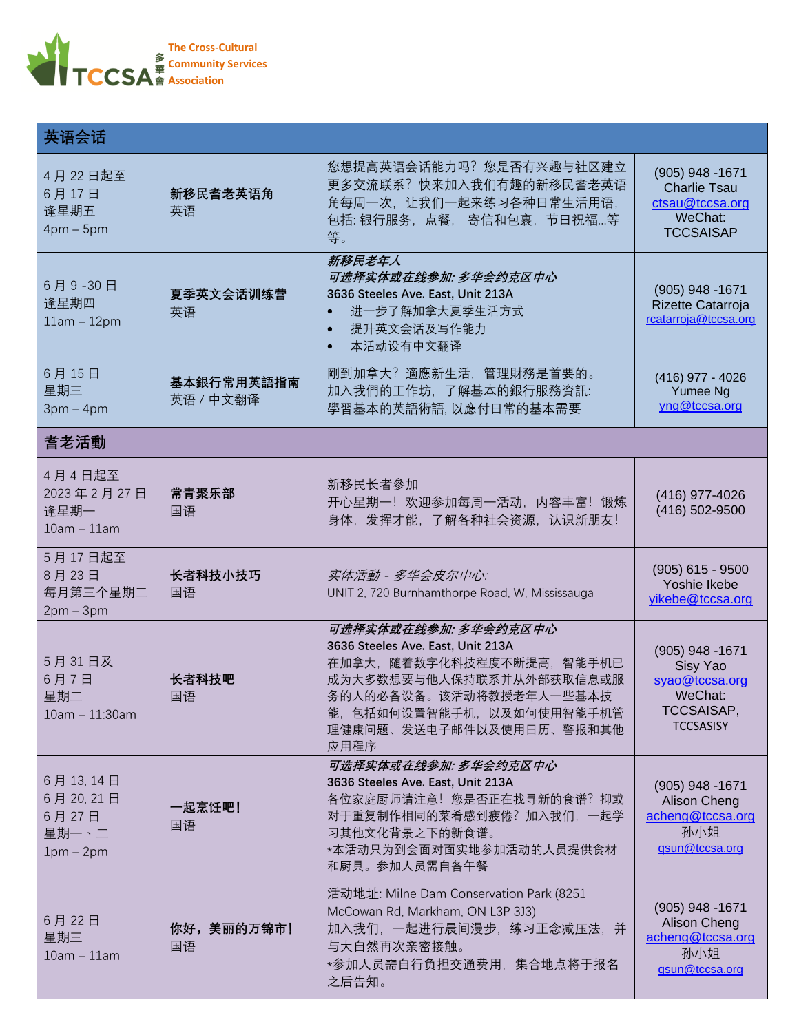The Cross-Cultural Community Services Association

多華會 TCCSA

| 英语会话 | | | |
|---|---|---|---|
| 4 月 22 日起至<br>6 月 17 日<br>逢星期五<br>4pm – 5pm | **新移民耆老英语角**<br>英语 | 您想提高英语会话能力吗？您是否有兴趣与社区建立更多交流联系？快来加入我们有趣的新移民耆老英语角每周一次，让我们一起来练习各种日常生活用语，包括: 银行服务，点餐，寄信和包裹，节日祝福...等等。 | (905) 948 -1671<br>Charlie Tsau<br>ctsau@tccsa.org<br>WeChat:<br>TCCSAISAP |
| 6 月 9 -30 日<br>逢星期四<br>11am – 12pm | **夏季英文会话训练营**<br>英语 | ***新移民老年人***<br>***可选择实体或在线参加: 多华会约克区中心***<br>**3636 Steeles Ave. East, Unit 213A**<br>• 进一步了解加拿大夏季生活方式<br>• 提升英文会话及写作能力<br>• 本活动设有中文翻译 | (905) 948 -1671<br>Rizette Catarroja<br>rcatarroja@tccsa.org |
| 6 月 15 日<br>星期三<br>3pm – 4pm | **基本銀行常用英語指南**<br>英语 / 中文翻译 | 剛到加拿大？適應新生活，管理財務是首要的。加入我們的工作坊，了解基本的銀行服務資訊:學習基本的英語術語, 以應付日常的基本需要 | (416) 977 - 4026<br>Yumee Ng<br>yng@tccsa.org |
| **耆老活動** | | | |
| 4 月 4 日起至<br>2023 年 2 月 27 日<br>逢星期一<br>10am – 11am | **常青聚乐部**<br>国语 | 新移民长者参加<br>开心星期一！欢迎参加每周一活动，内容丰富！锻炼身体，发挥才能，了解各种社会资源，认识新朋友！ | (416) 977-4026<br>(416) 502-9500 |
| 5 月 17 日起至<br>8 月 23 日<br>每月第三个星期二<br>2pm – 3pm | **长者科技小技巧**<br>国语 | *实体活動 - 多华会皮尔中心:*<br>UNIT 2, 720 Burnhamthorpe Road, W, Mississauga | (905) 615 - 9500<br>Yoshie Ikebe<br>yikebe@tccsa.org |
| 5 月 31 日及<br>6 月 7 日<br>星期二<br>10am – 11:30am | **长者科技吧**<br>国语 | ***可选择实体或在线参加: 多华会约克区中心***<br>**3636 Steeles Ave. East, Unit 213A**<br>在加拿大，随着数字化科技程度不断提高，智能手机已成为大多数想要与他人保持联系并从外部获取信息或服务的人的必备设备。该活动将教授老年人一些基本技能，包括如何设置智能手机，以及如何使用智能手机管理健康问题、发送电子邮件以及使用日历、警报和其他应用程序 | (905) 948 -1671<br>Sisy Yao<br>syao@tccsa.org<br>WeChat:<br>TCCSAISAP,<br>TCCSASISY |
| 6 月 13, 14 日<br>6 月 20, 21 日<br>6 月 27 日<br>星期一、二<br>1pm – 2pm | **一起烹饪吧！**<br>国语 | ***可选择实体或在线参加: 多华会约克区中心***<br>**3636 Steeles Ave. East, Unit 213A**<br>各位家庭厨师请注意！您是否正在找寻新的食谱？抑或对于重复制作相同的菜肴感到疲倦？加入我们，一起学习其他文化背景之下的新食谱。<br>*本活动只为到会面对面实地参加活动的人员提供食材和厨具。参加人员需自备午餐 | (905) 948 -1671<br>Alison Cheng<br>acheng@tccsa.org<br>孙小姐<br>qsun@tccsa.org |
| 6 月 22 日<br>星期三<br>10am – 11am | **你好，美丽的万锦市！**<br>国语 | 活动地址: Milne Dam Conservation Park (8251 McCowan Rd, Markham, ON L3P 3J3)<br>加入我们，一起进行晨间漫步，练习正念减压法，并与大自然再次亲密接触。<br>*参加人员需自行负担交通费用，集合地点将于报名之后告知。 | (905) 948 -1671<br>Alison Cheng<br>acheng@tccsa.org<br>孙小姐<br>qsun@tccsa.org |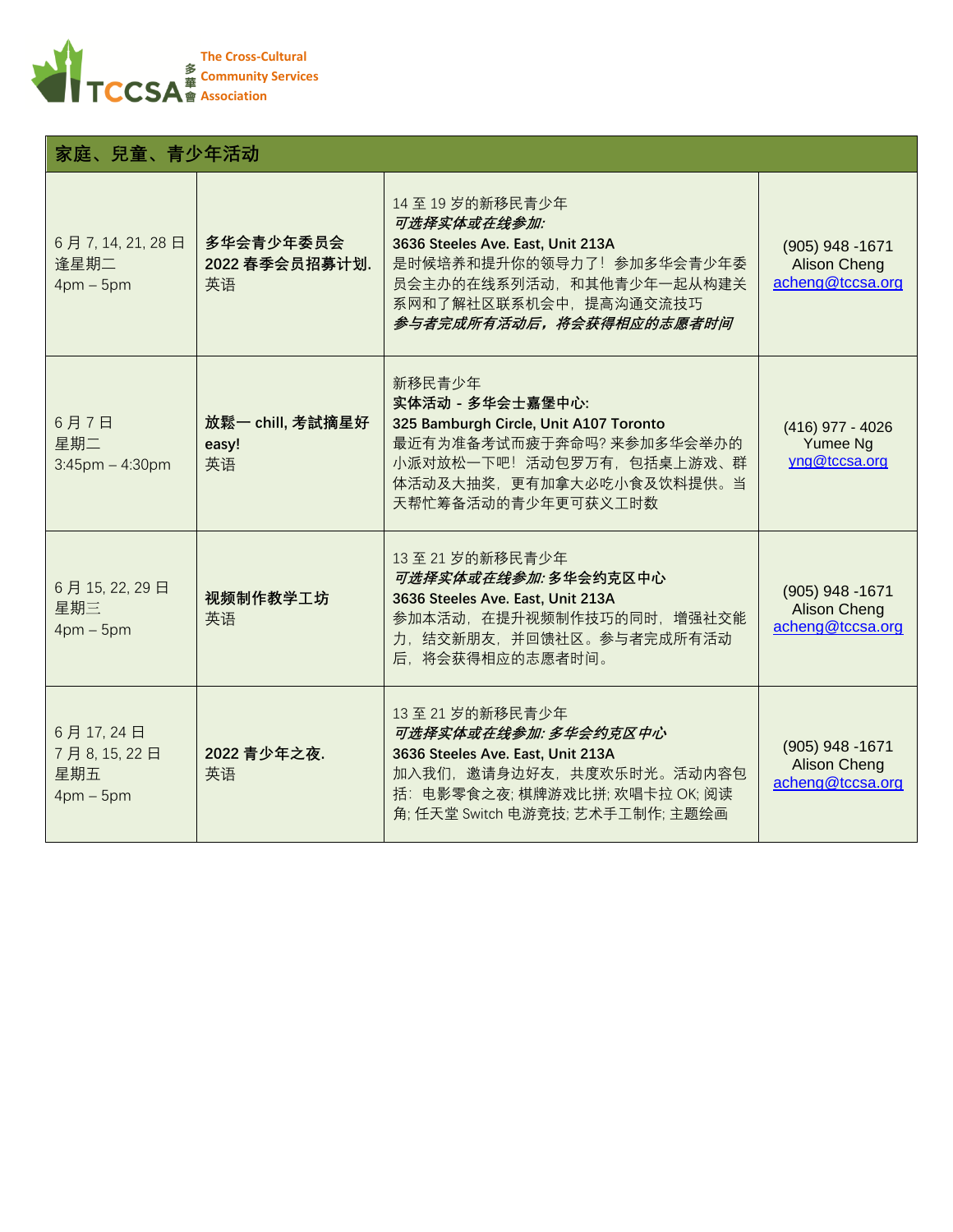The Cross-Cultural Community Services Association

TCCSA 多華會

| 家庭、兒童、青少年活動 | | | |
|---|---|---|---|
| 6 月 7, 14, 21, 28 日<br>逢星期二<br>4pm – 5pm | **多华会青少年委员会 2022 春季会员招募计划.**<br>英语 | 14 至 19 岁的新移民青少年<br>***可选择实体或在线参加:***<br>**3636 Steeles Ave. East, Unit 213A**<br>是时候培养和提升你的领导力了！参加多华会青少年委员会主办的在线系列活动，和其他青少年一起从构建关系网和了解社区联系机会中，提高沟通交流技巧<br>***参与者完成所有活动后，将会获得相应的志愿者时间*** | (905) 948 -1671<br>Alison Cheng<br>acheng@tccsa.org |
| 6 月 7 日<br>星期二<br>3:45pm – 4:30pm | **放鬆— chill, 考試摘星好 easy!**<br>英语 | 新移民青少年<br>**实体活动 - 多华会士嘉堡中心:**<br>**325 Bamburgh Circle, Unit A107 Toronto**<br>最近有为准备考试而疲于奔命吗? 来参加多华会举办的小派对放松一下吧！活动包罗万有，包括桌上游戏、群体活动及大抽奖，更有加拿大必吃小食及饮料提供。当天帮忙筹备活动的青少年更可获义工时数 | (416) 977 - 4026<br>Yumee Ng<br>yng@tccsa.org |
| 6 月 15, 22, 29 日<br>星期三<br>4pm – 5pm | **视频制作教学工坊**<br>英语 | 13 至 21 岁的新移民青少年<br>***可选择实体或在线参加: 多华会约克区中心***<br>**3636 Steeles Ave. East, Unit 213A**<br>参加本活动，在提升视频制作技巧的同时，增强社交能力，结交新朋友，并回馈社区。参与者完成所有活动后，将会获得相应的志愿者时间。 | (905) 948 -1671<br>Alison Cheng<br>acheng@tccsa.org |
| 6 月 17, 24 日<br>7 月 8, 15, 22 日<br>星期五<br>4pm – 5pm | **2022 青少年之夜.**<br>英语 | 13 至 21 岁的新移民青少年<br>***可选择实体或在线参加: 多华会约克区中心***<br>**3636 Steeles Ave. East, Unit 213A**<br>加入我们，邀请身边好友，共度欢乐时光。活动内容包括：电影零食之夜; 棋牌游戏比拼; 欢唱卡拉 OK; 阅读角; 任天堂 Switch 电游竞技; 艺术手工制作; 主题绘画 | (905) 948 -1671<br>Alison Cheng<br>acheng@tccsa.org |